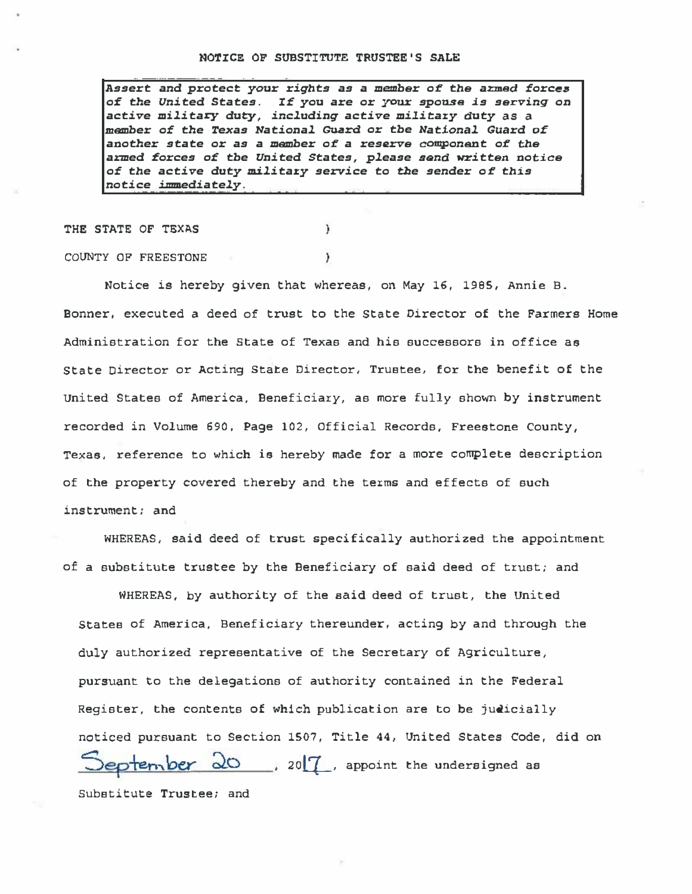# NOTICE OF SUBSTITUTE TRUSTEE'S SALE

> ***Assert and protect your rights as a member of the armed forces of the United States. If you are or your spouse is serving on active military duty, including active military duty as a member of the Texas National Guard or the National Guard of another state or as a member of a reserve component of the armed forces of the United States, please send written notice of the active duty military service to the sender of this notice immediately.***

THE STATE OF TEXAS )

COUNTY OF FREESTONE )

Notice is hereby given that whereas, on May 16, 1985, Annie B. Bonner, executed a deed of trust to the State Director of the Farmers Home Administration for the State of Texas and his successors in office as State Director or Acting State Director, Trustee, for the benefit of the United States of America, Beneficiary, as more fully shown by instrument recorded in Volume 690, Page 102, Official Records, Freestone County, Texas, reference to which is hereby made for a more complete description of the property covered thereby and the terms and effects of such instrument; and

WHEREAS, said deed of trust specifically authorized the appointment of a substitute trustee by the Beneficiary of said deed of trust; and

WHEREAS, by authority of the said deed of trust, the United States of America, Beneficiary thereunder, acting by and through the duly authorized representative of the Secretary of Agriculture, pursuant to the delegations of authority contained in the Federal Register, the contents of which publication are to be judicially noticed pursuant to Section 1507, Title 44, United States Code, did on September 20, 2017, appoint the undersigned as Substitute Trustee; and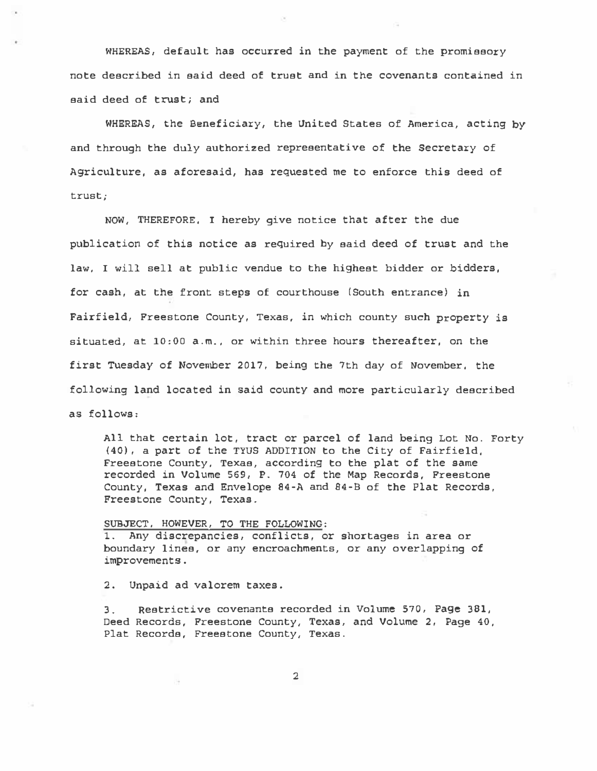WHEREAS, default has occurred in the payment of the promissory note described in said deed of trust and in the covenants contained in said deed of trust; and

WHEREAS, the Beneficiary, the United States of America, acting by and through the duly authorized representative of the Secretary of Agriculture, as aforesaid, has requested me to enforce this deed of trust;

NOW, THEREFORE, I hereby give notice that after the due publication of this notice as required by said deed of trust and the law, I will sell at public vendue to the highest bidder or bidders, for cash, at the front steps of courthouse (South entrance) in Fairfield, Freestone County, Texas, in which county such property is situated, at 10:00 a.m., or within three hours thereafter, on the first Tuesday of November 2017, being the 7th day of November, the following land located in said county and more particularly described as follows:

> All that certain lot, tract or parcel of land being Lot No. Forty (40), a part of the TYUS ADDITION to the City of Fairfield, Freestone County, Texas, according to the plat of the same recorded in Volume 569, P. 704 of the Map Records, Freestone County, Texas and Envelope 84-A and 84-B of the Plat Records, Freestone County, Texas.
>
> SUBJECT, HOWEVER, TO THE FOLLOWING:
>
> 1. Any discrepancies, conflicts, or shortages in area or boundary lines, or any encroachments, or any overlapping of improvements.
>
> 2. Unpaid ad valorem taxes.
>
> 3. Restrictive covenants recorded in Volume 570, Page 381, Deed Records, Freestone County, Texas, and Volume 2, Page 40, Plat Records, Freestone County, Texas.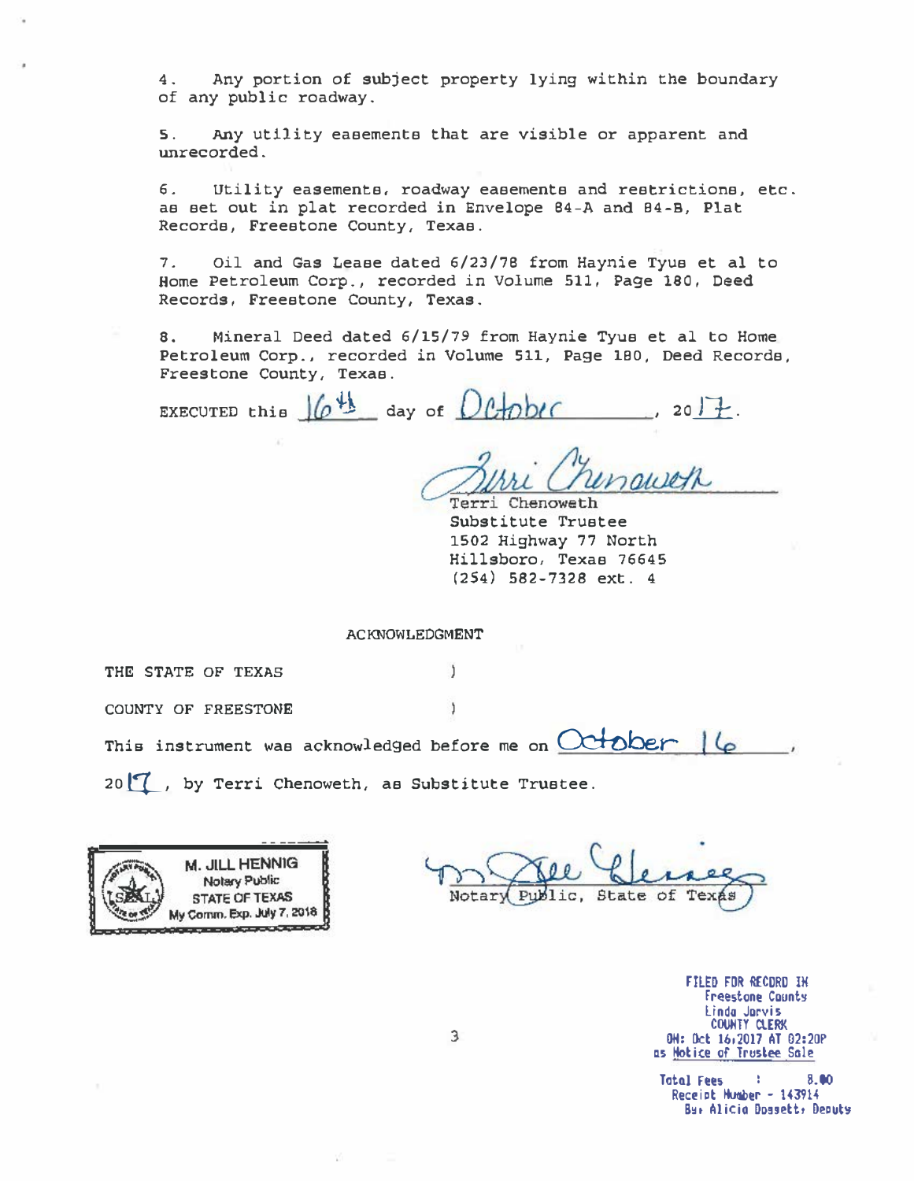4. Any portion of subject property lying within the boundary of any public roadway.

5. Any utility easements that are visible or apparent and unrecorded.

6. Utility easements, roadway easements and restrictions, etc. as set out in plat recorded in Envelope 84-A and 84-B, Plat Records, Freestone County, Texas.

7. Oil and Gas Lease dated 6/23/78 from Haynie Tyus et al to Home Petroleum Corp., recorded in Volume 511, Page 180, Deed Records, Freestone County, Texas.

8. Mineral Deed dated 6/15/79 from Haynie Tyus et al to Home Petroleum Corp., recorded in Volume 511, Page 180, Deed Records, Freestone County, Texas.

EXECUTED this 16th day of October, 2017.

Terri Chenoweth
Terri Chenoweth
Substitute Trustee
1502 Highway 77 North
Hillsboro, Texas 76645
(254) 582-7328 ext. 4

ACKNOWLEDGMENT

THE STATE OF TEXAS )

COUNTY OF FREESTONE )

This instrument was acknowledged before me on October 16, 2017, by Terri Chenoweth, as Substitute Trustee.

M. JILL HENNIG
Notary Public
STATE OF TEXAS
My Comm. Exp. July 7, 2018

M. Jill Hennig
Notary Public, State of Texas

FILED FOR RECORD IN
Freestone County
Linda Jarvis
COUNTY CLERK
ON: Oct 16, 2017 AT 02:20P
as Notice of Trustee Sale

Total Fees : 8.00
Receipt Number - 143914
By, Alicia Dossett, Deputy